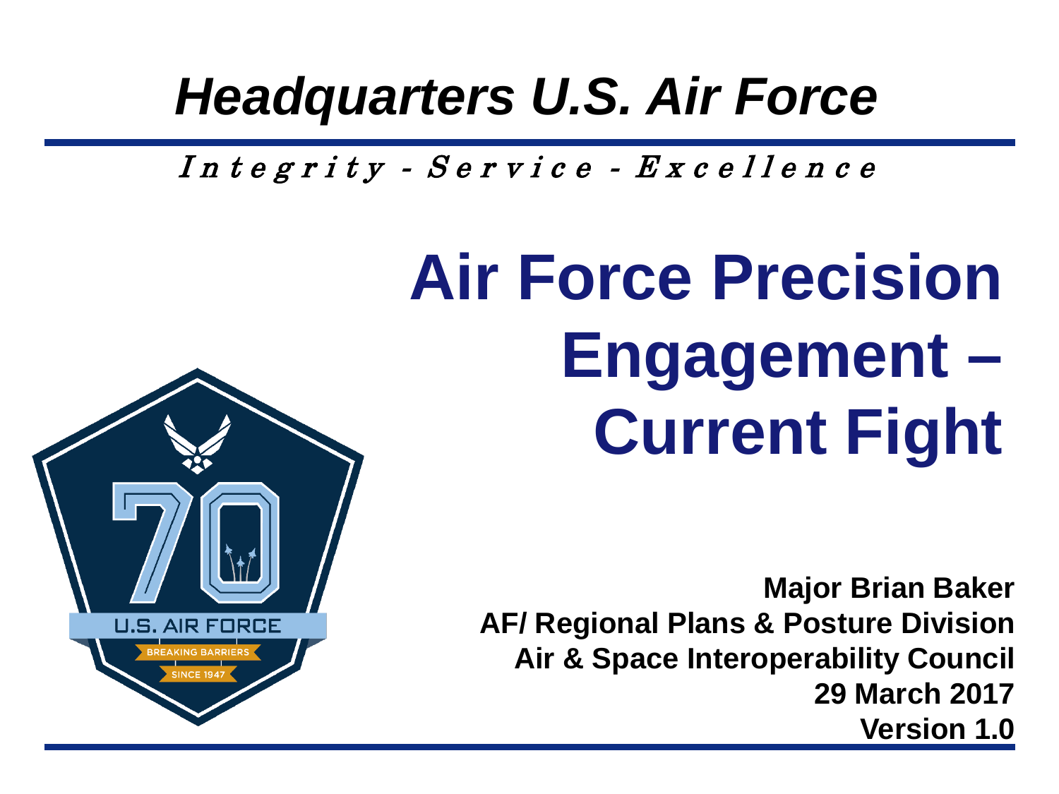*Headquarters U.S. Air Force*

*Integrity - Service - Excellence*

# Air Force Precision Engagement – Current Fight

U.S. AIR FORCE

BREAKING BARRIERS

SINCE 1947

**Major Brian Baker**
**AF/ Regional Plans & Posture Division**
**Air & Space Interoperability Council**
**29 March 2017**
**Version 1.0**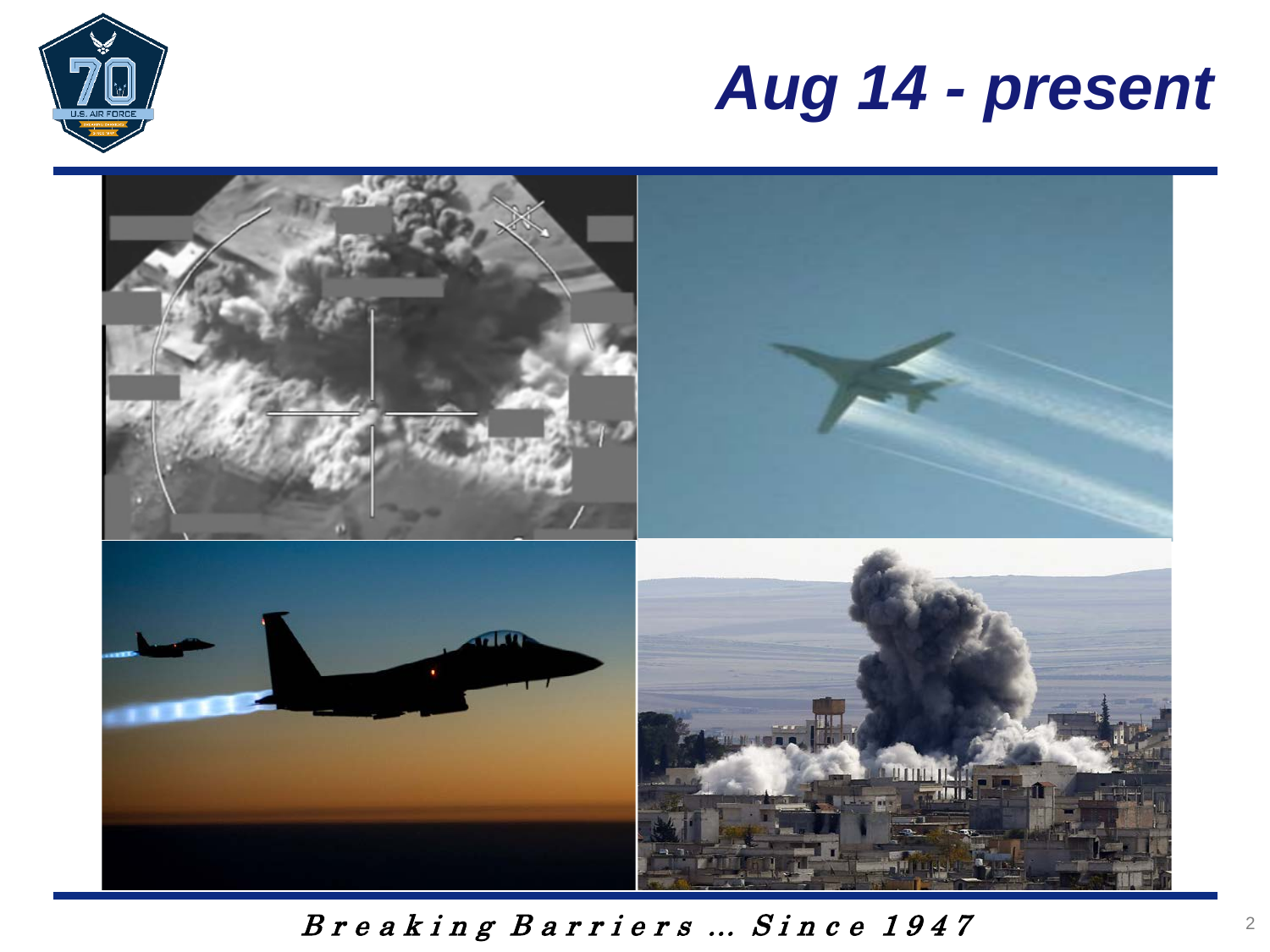# Aug 14 - present

*Breaking Barriers … Since 1947*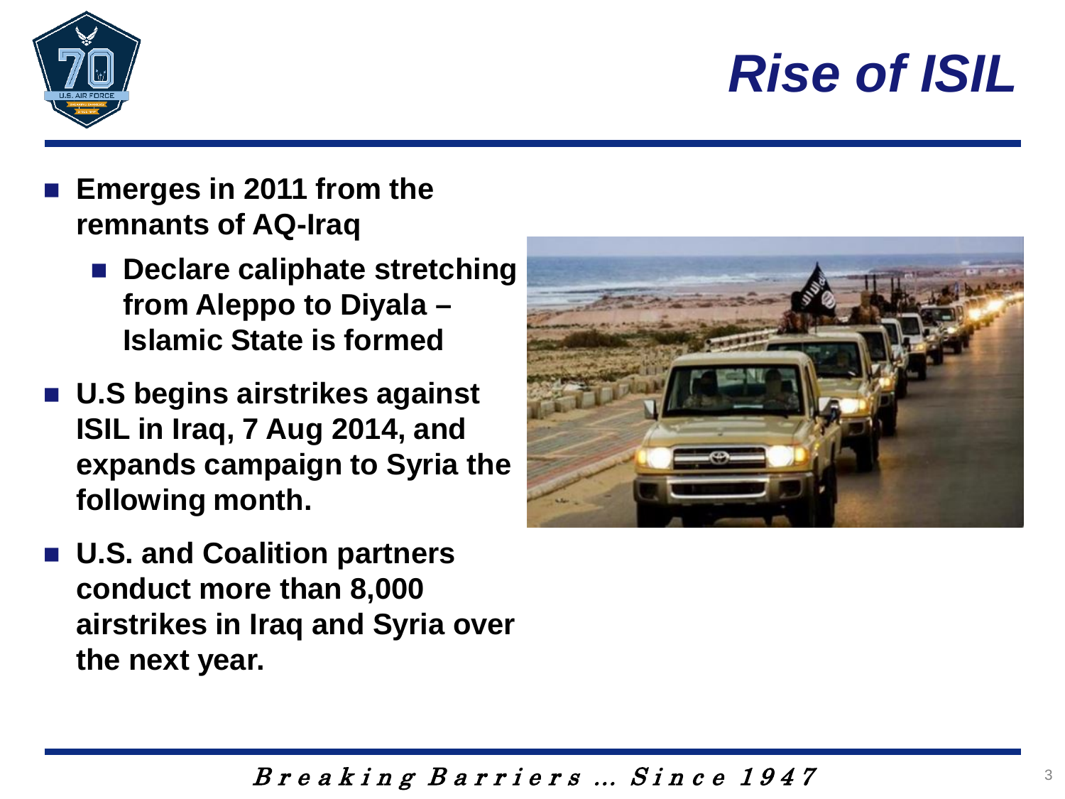# Rise of ISIL

- **Emerges in 2011 from the remnants of AQ-Iraq**
  - **Declare caliphate stretching from Aleppo to Diyala – Islamic State is formed**
- **U.S begins airstrikes against ISIL in Iraq, 7 Aug 2014, and expands campaign to Syria the following month.**
- **U.S. and Coalition partners conduct more than 8,000 airstrikes in Iraq and Syria over the next year.**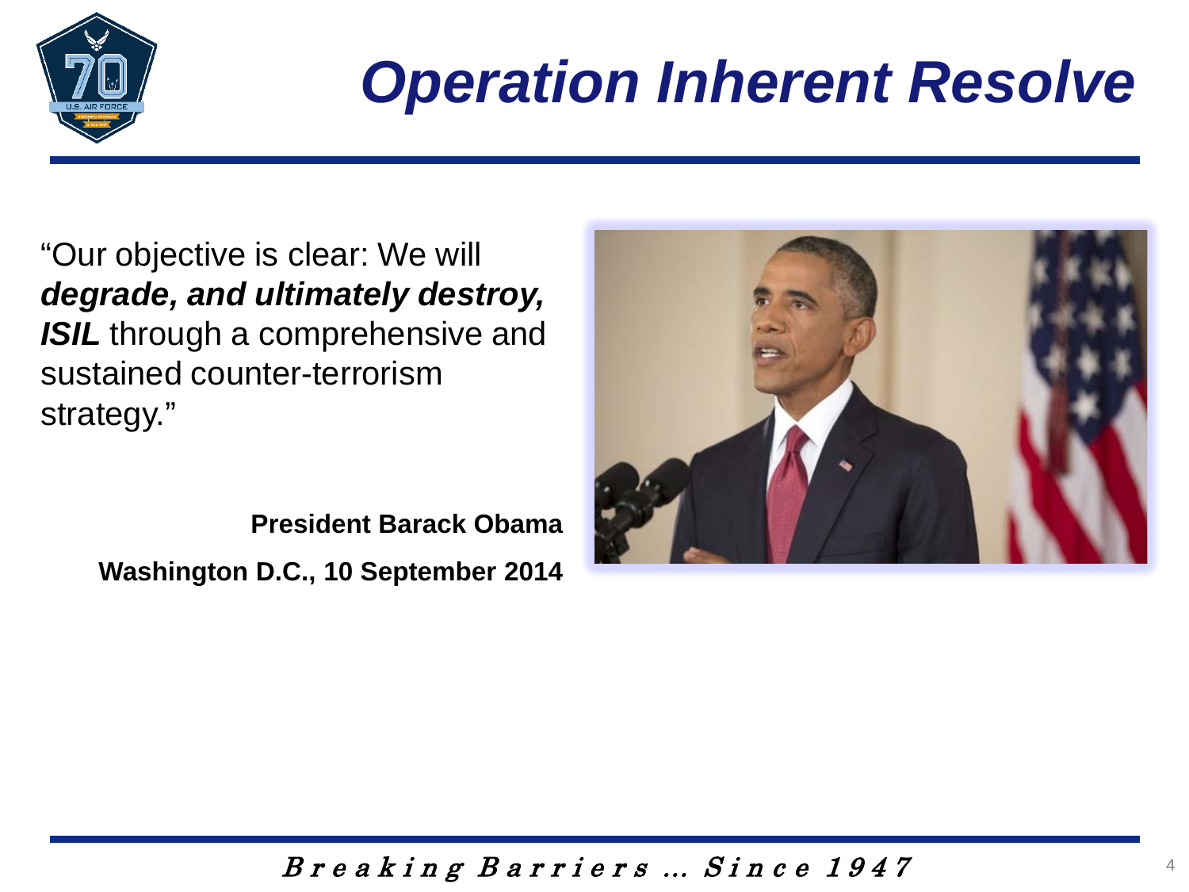# *Operation Inherent Resolve*

"Our objective is clear: We will ***degrade, and ultimately destroy, ISIL*** through a comprehensive and sustained counter-terrorism strategy."

**President Barack Obama**

**Washington D.C., 10 September 2014**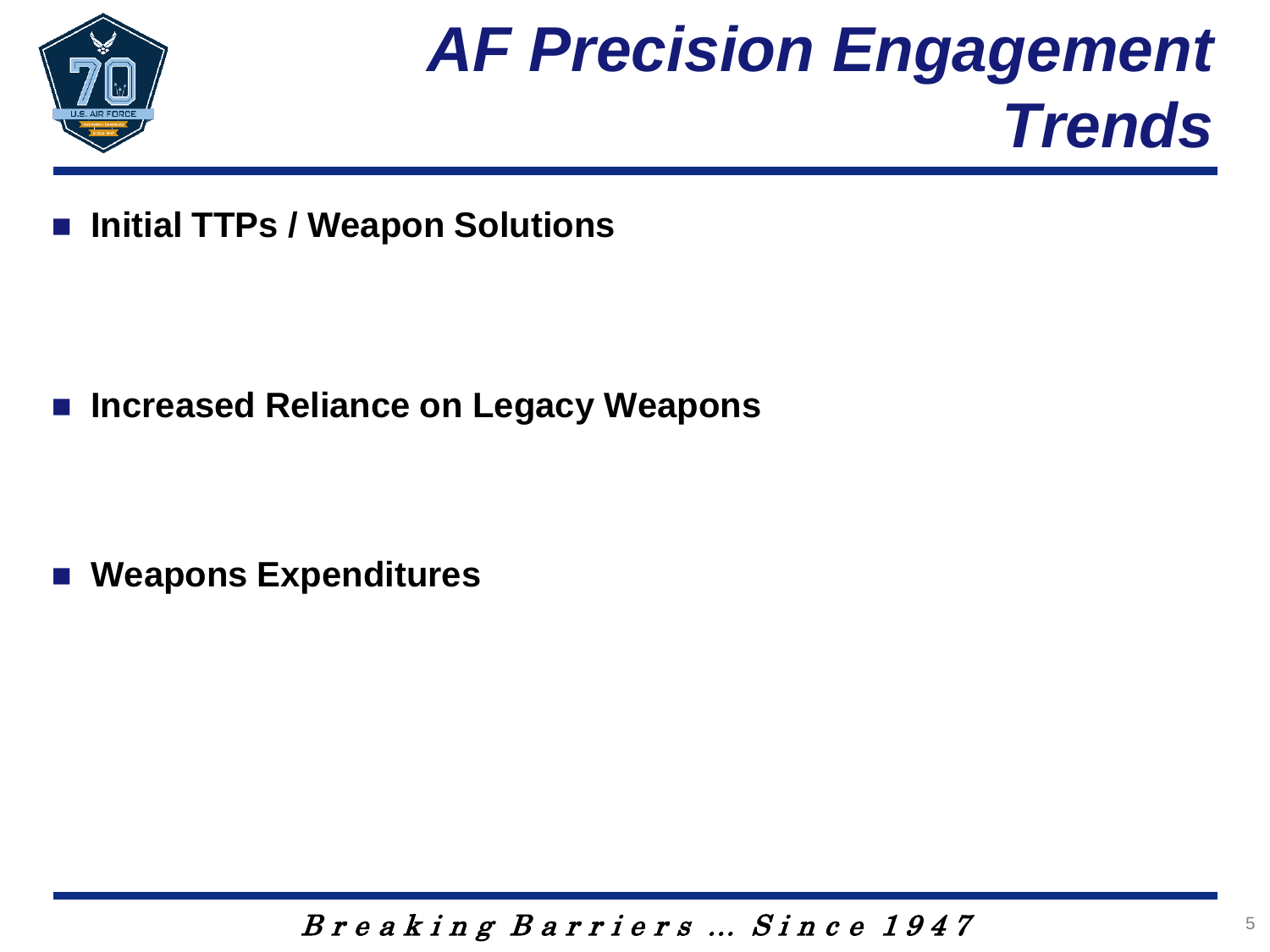# *AF Precision Engagement Trends*

- **Initial TTPs / Weapon Solutions**

- **Increased Reliance on Legacy Weapons**

- **Weapons Expenditures**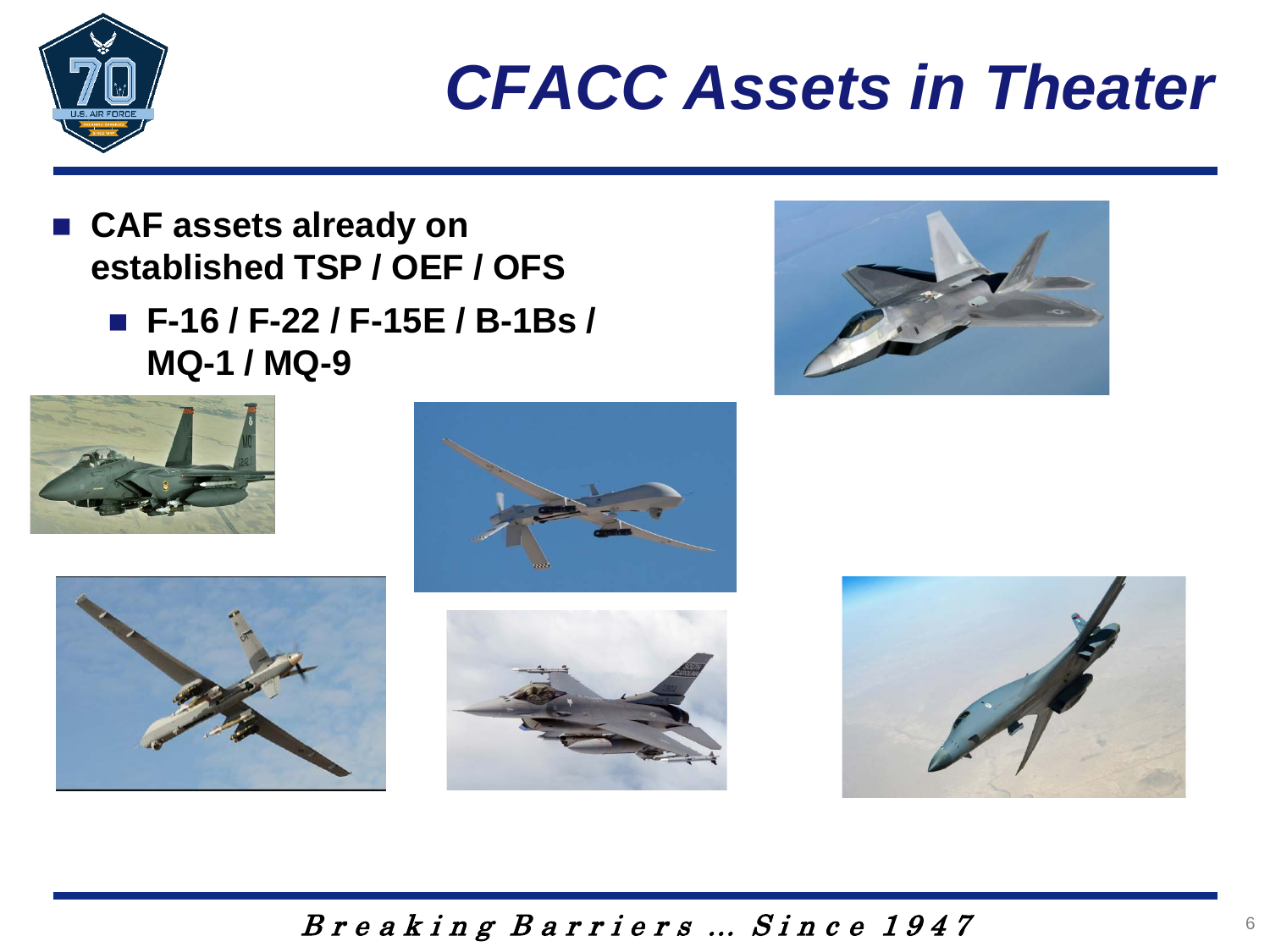# CFACC Assets in Theater

- **CAF assets already on established TSP / OEF / OFS**
  - **F-16 / F-22 / F-15E / B-1Bs / MQ-1 / MQ-9**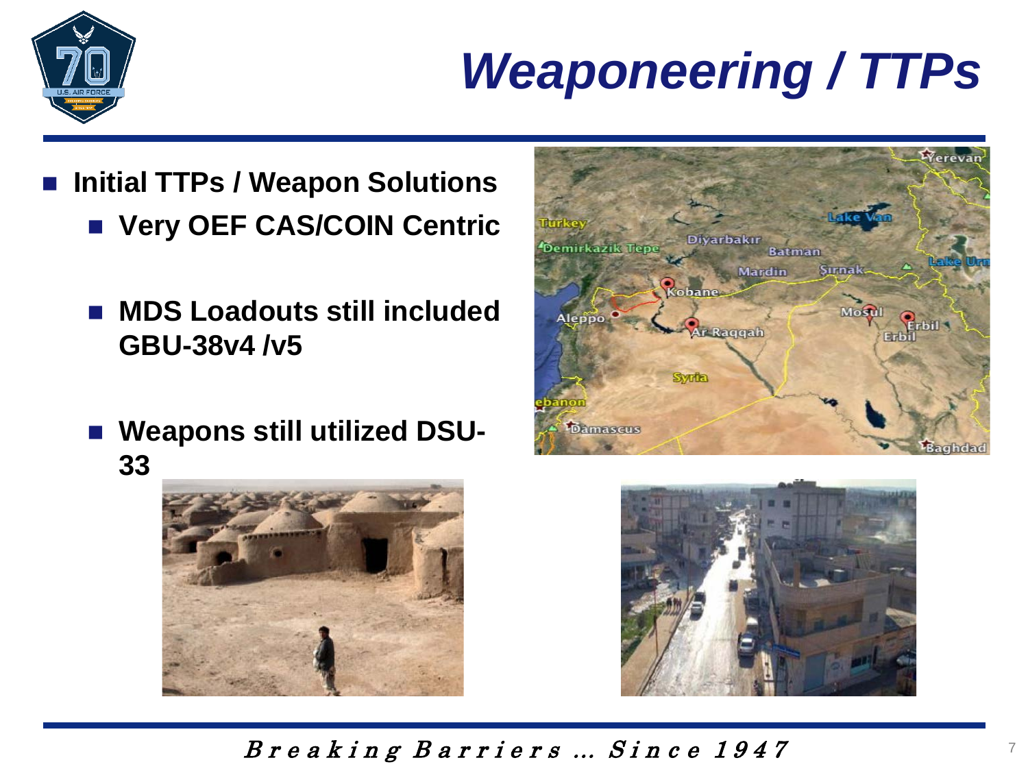# Weaponeering / TTPs

- **Initial TTPs / Weapon Solutions**
  - **Very OEF CAS/COIN Centric**
  - **MDS Loadouts still included GBU-38v4 /v5**
  - **Weapons still utilized DSU-33**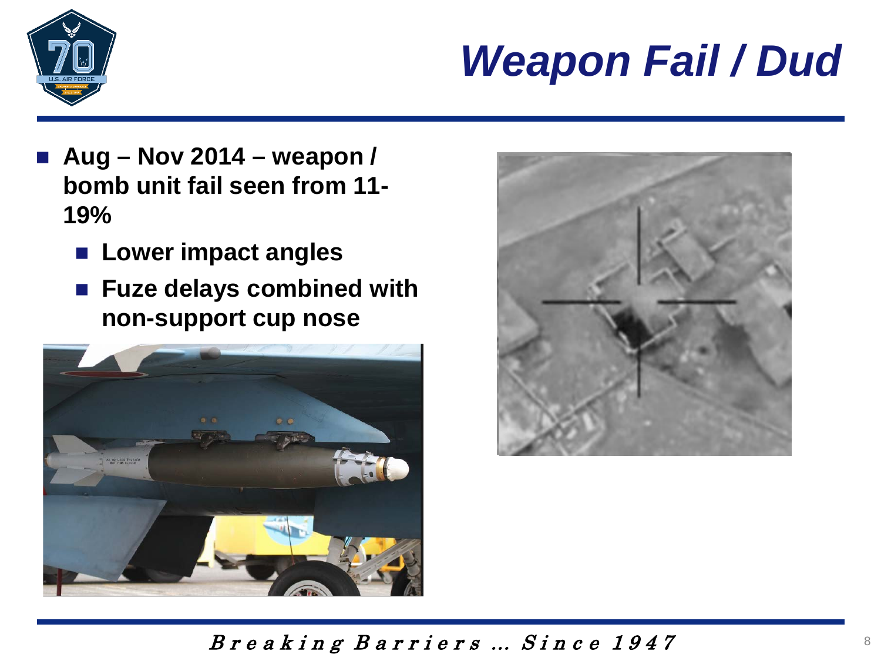# Weapon Fail / Dud

- **Aug – Nov 2014 – weapon / bomb unit fail seen from 11-19%**
  - **Lower impact angles**
  - **Fuze delays combined with non-support cup nose**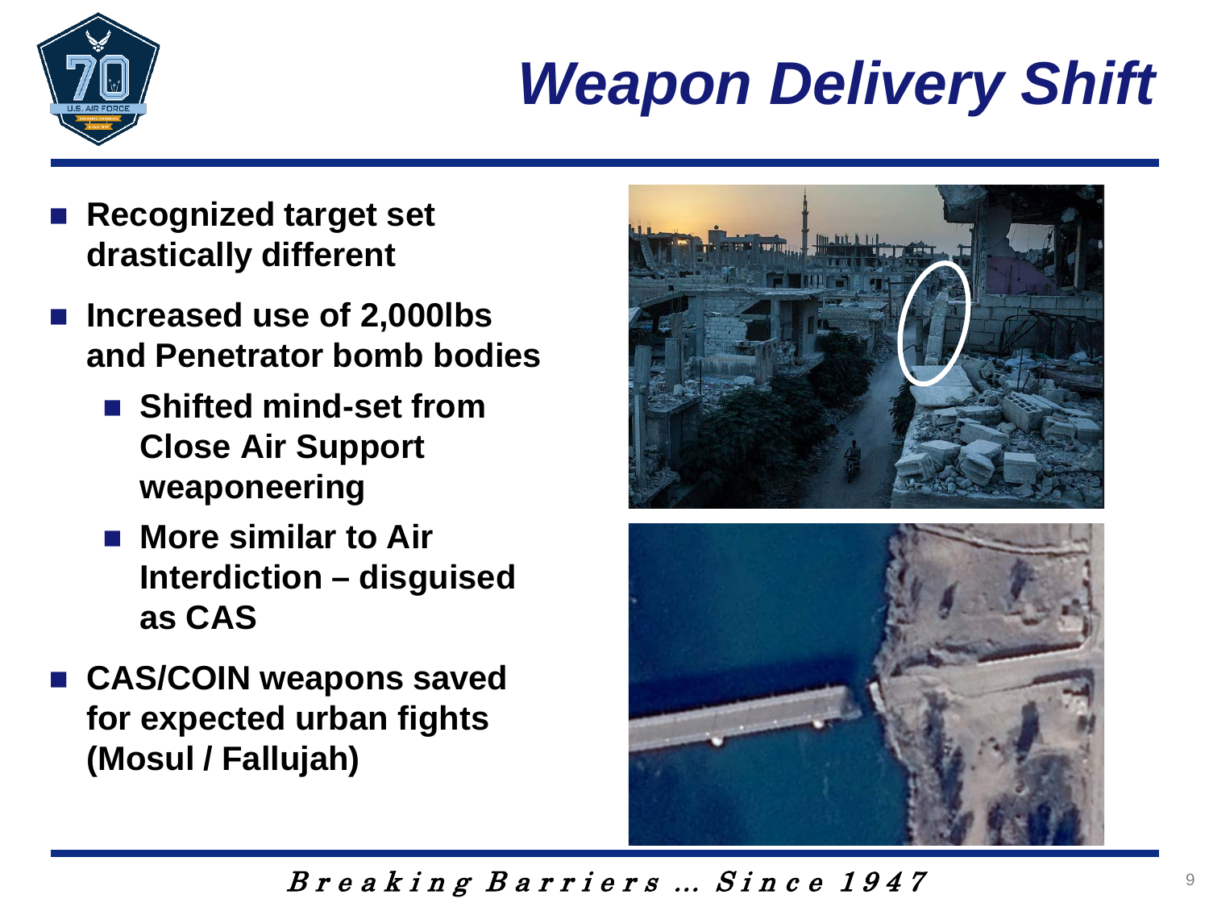# *Weapon Delivery Shift*

- **Recognized target set drastically different**
- **Increased use of 2,000lbs and Penetrator bomb bodies**
  - **Shifted mind-set from Close Air Support weaponeering**
  - **More similar to Air Interdiction – disguised as CAS**
- **CAS/COIN weapons saved for expected urban fights (Mosul / Fallujah)**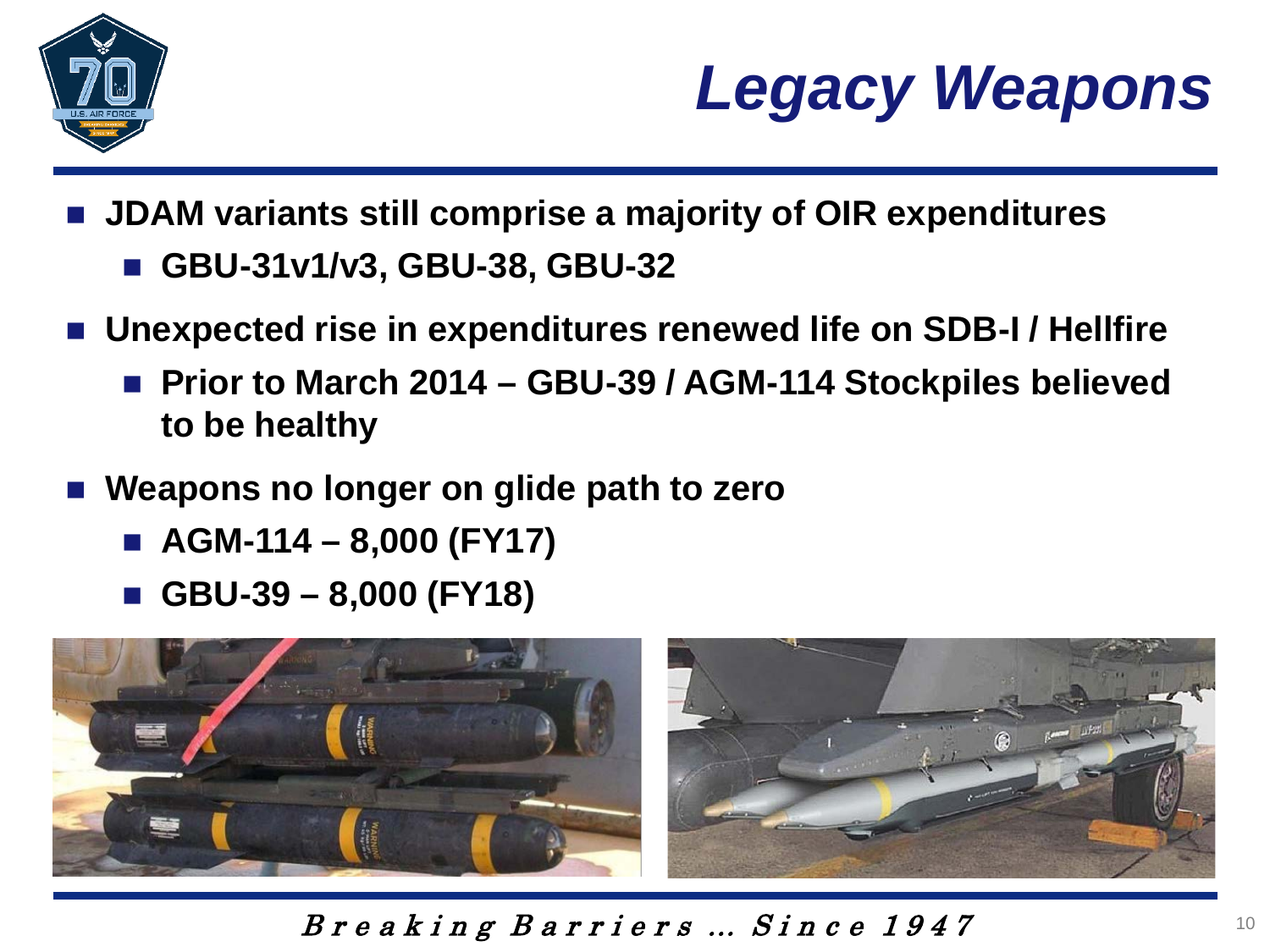# Legacy Weapons

- **JDAM variants still comprise a majority of OIR expenditures**
  - **GBU-31v1/v3, GBU-38, GBU-32**
- **Unexpected rise in expenditures renewed life on SDB-I / Hellfire**
  - **Prior to March 2014 – GBU-39 / AGM-114 Stockpiles believed to be healthy**
- **Weapons no longer on glide path to zero**
  - **AGM-114 – 8,000 (FY17)**
  - **GBU-39 – 8,000 (FY18)**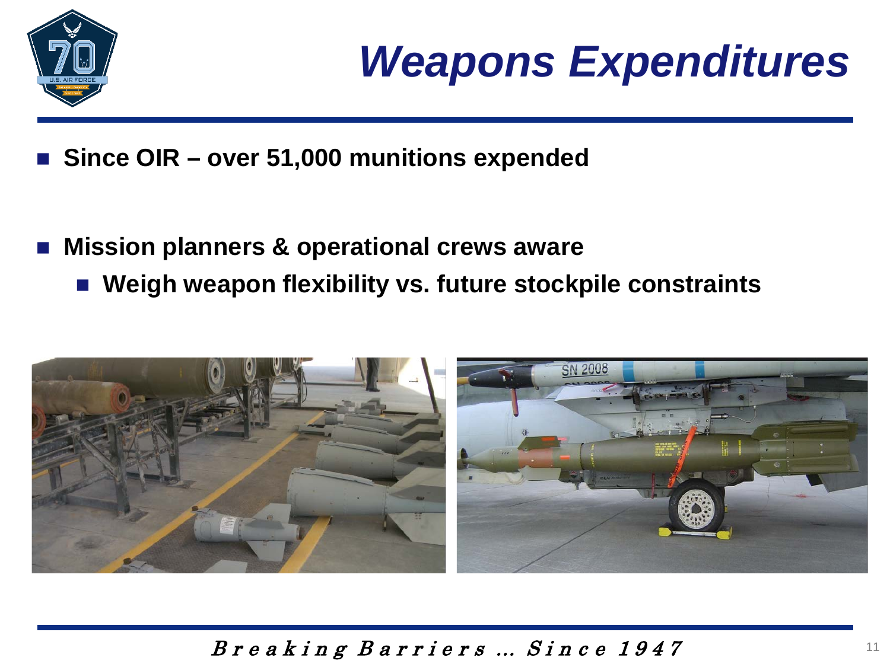# Weapons Expenditures

- **Since OIR – over 51,000 munitions expended**

- **Mission planners & operational crews aware**
  - **Weigh weapon flexibility vs. future stockpile constraints**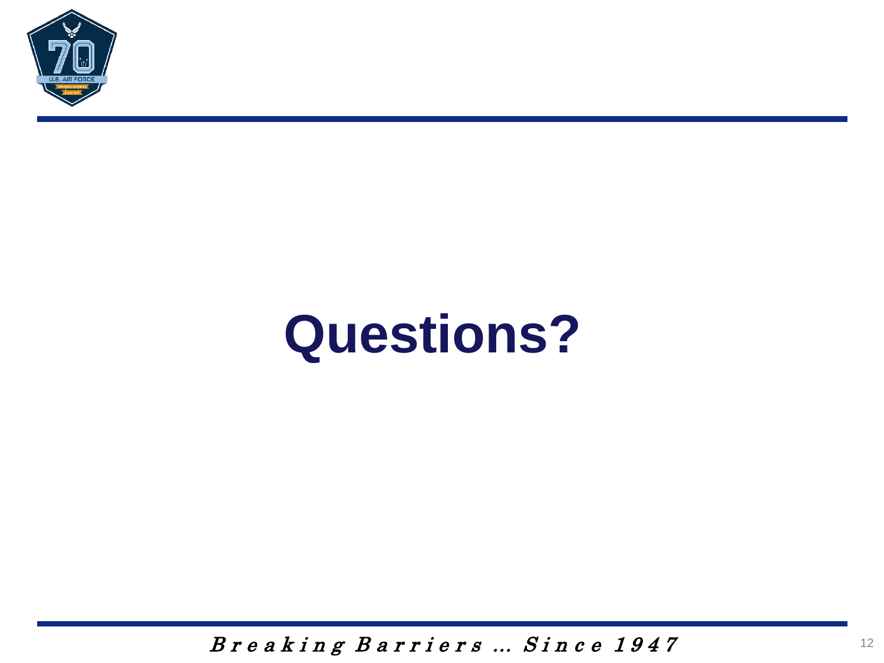# Questions?